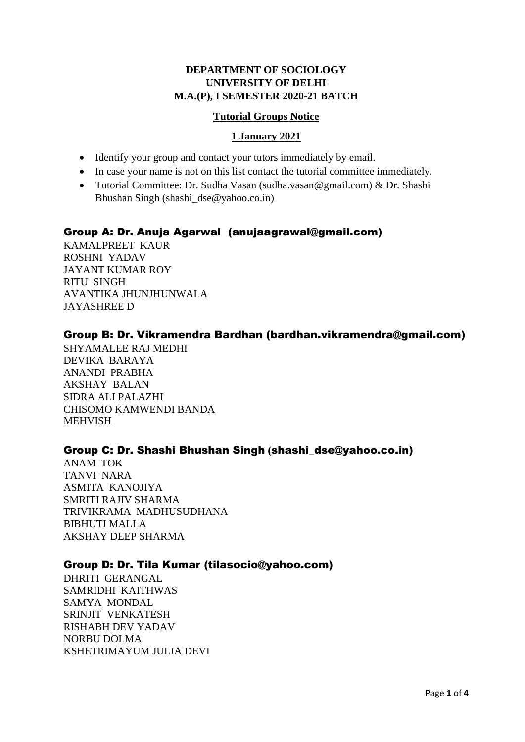**DEPARTMENT OF SOCIOLOGY**
**UNIVERSITY OF DELHI**
**M.A.(P), I SEMESTER 2020-21 BATCH**

**Tutorial Groups Notice**

**1 January 2021**

- Identify your group and contact your tutors immediately by email.
- In case your name is not on this list contact the tutorial committee immediately.
- Tutorial Committee: Dr. Sudha Vasan (sudha.vasan@gmail.com) & Dr. Shashi Bhushan Singh (shashi_dse@yahoo.co.in)

## Group A: Dr. Anuja Agarwal (anujaagrawal@gmail.com)

KAMALPREET KAUR
ROSHNI YADAV
JAYANT KUMAR ROY
RITU SINGH
AVANTIKA JHUNJHUNWALA
JAYASHREE D

## Group B: Dr. Vikramendra Bardhan (bardhan.vikramendra@gmail.com)

SHYAMALEE RAJ MEDHI
DEVIKA BARAYA
ANANDI PRABHA
AKSHAY BALAN
SIDRA ALI PALAZHI
CHISOMO KAMWENDI BANDA
MEHVISH

## Group C: Dr. Shashi Bhushan Singh (shashi_dse@yahoo.co.in)

ANAM TOK
TANVI NARA
ASMITA KANOJIYA
SMRITI RAJIV SHARMA
TRIVIKRAMA MADHUSUDHANA
BIBHUTI MALLA
AKSHAY DEEP SHARMA

## Group D: Dr. Tila Kumar (tilasocio@yahoo.com)

DHRITI GERANGAL
SAMRIDHI KAITHWAS
SAMYA MONDAL
SRINJIT VENKATESH
RISHABH DEV YADAV
NORBU DOLMA
KSHETRIMAYUM JULIA DEVI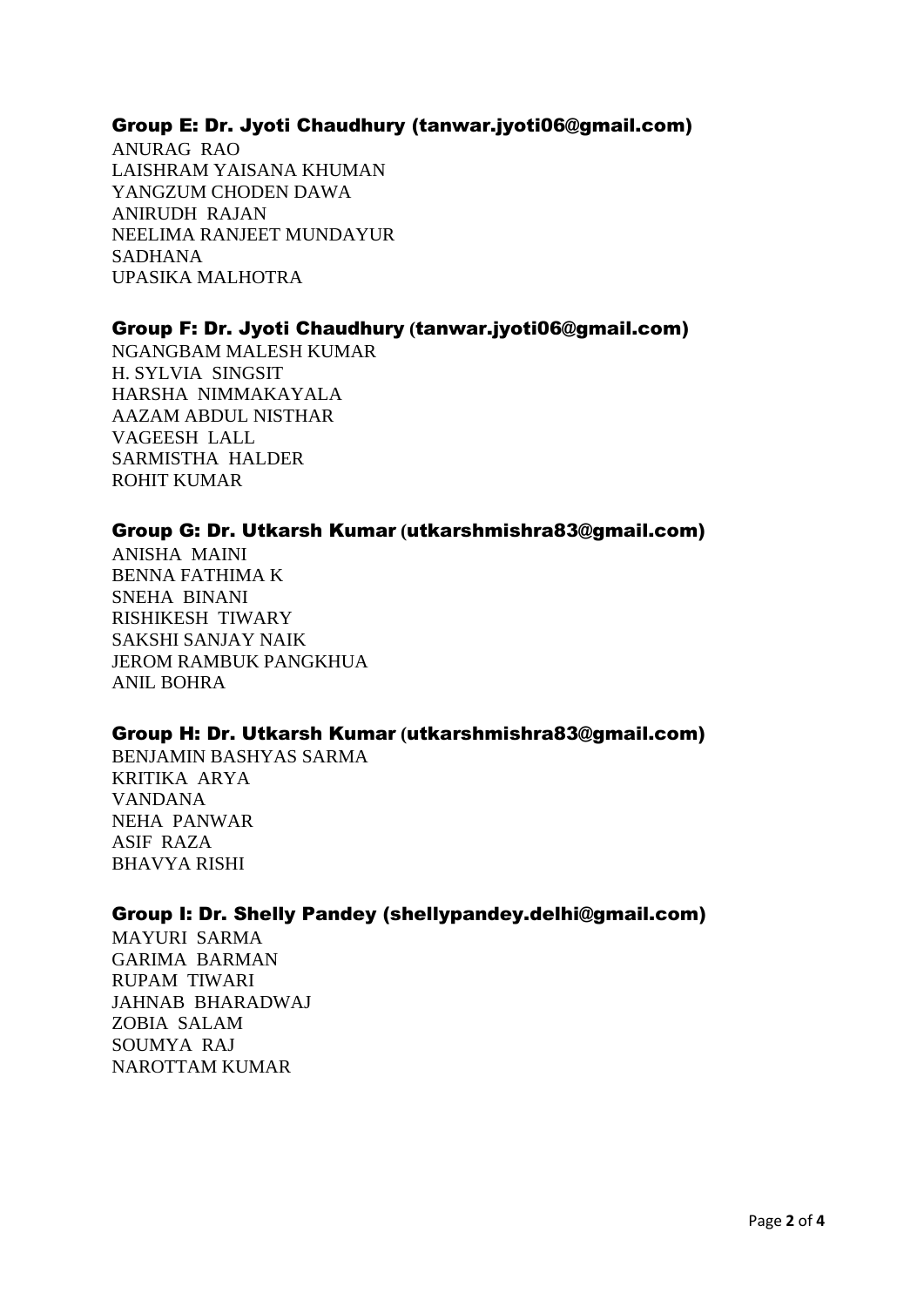### Group E: Dr. Jyoti Chaudhury (tanwar.jyoti06@gmail.com)

ANURAG RAO
LAISHRAM YAISANA KHUMAN
YANGZUM CHODEN DAWA
ANIRUDH RAJAN
NEELIMA RANJEET MUNDAYUR
SADHANA
UPASIKA MALHOTRA

### Group F: Dr. Jyoti Chaudhury (tanwar.jyoti06@gmail.com)

NGANGBAM MALESH KUMAR
H. SYLVIA SINGSIT
HARSHA NIMMAKAYALA
AAZAM ABDUL NISTHAR
VAGEESH LALL
SARMISTHA HALDER
ROHIT KUMAR

### Group G: Dr. Utkarsh Kumar (utkarshmishra83@gmail.com)

ANISHA MAINI
BENNA FATHIMA K
SNEHA BINANI
RISHIKESH TIWARY
SAKSHI SANJAY NAIK
JEROM RAMBUK PANGKHUA
ANIL BOHRA

### Group H: Dr. Utkarsh Kumar (utkarshmishra83@gmail.com)

BENJAMIN BASHYAS SARMA
KRITIKA ARYA
VANDANA
NEHA PANWAR
ASIF RAZA
BHAVYA RISHI

### Group I: Dr. Shelly Pandey (shellypandey.delhi@gmail.com)

MAYURI SARMA
GARIMA BARMAN
RUPAM TIWARI
JAHNAB BHARADWAJ
ZOBIA SALAM
SOUMYA RAJ
NAROTTAM KUMAR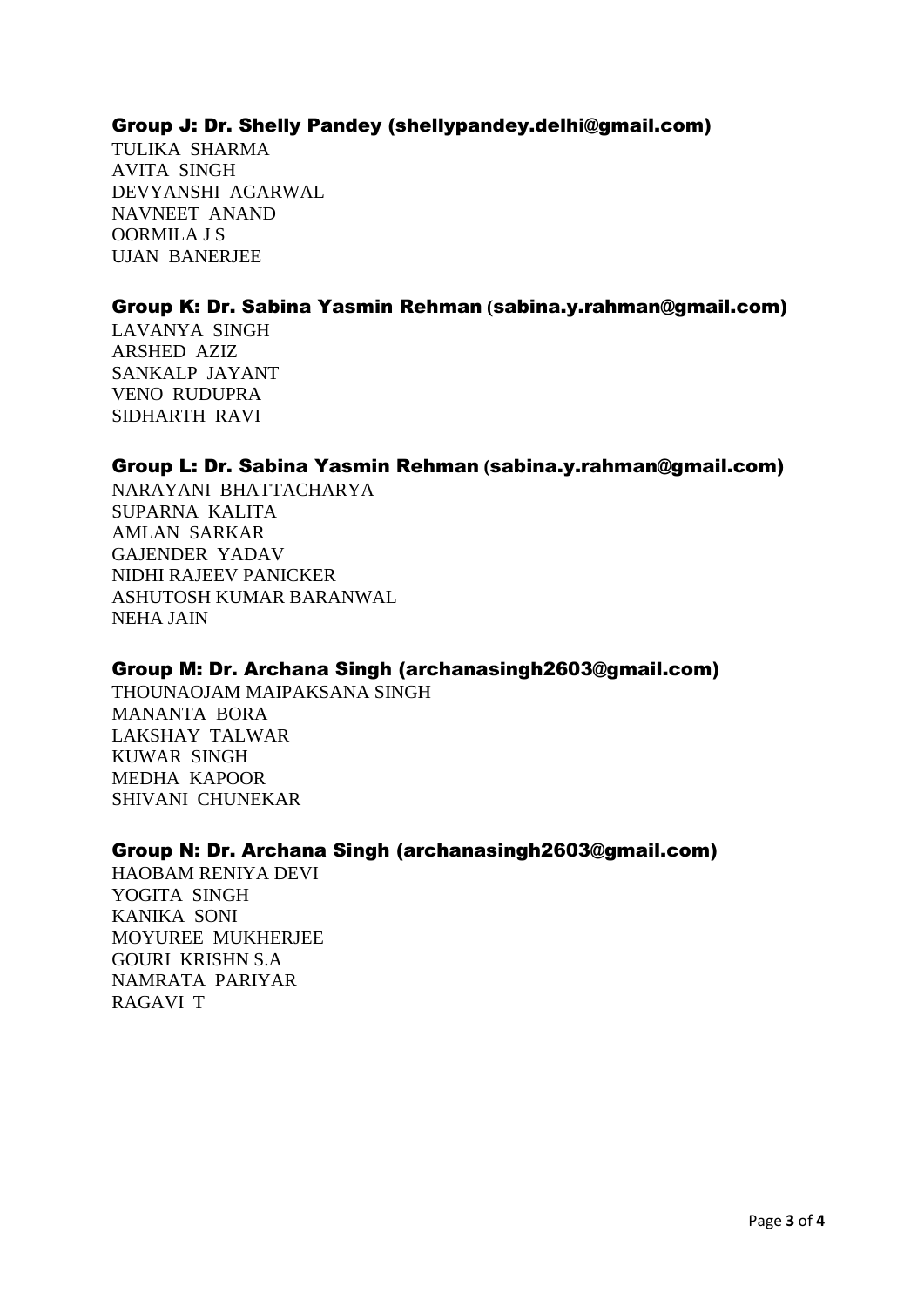### Group J: Dr. Shelly Pandey (shellypandey.delhi@gmail.com)

TULIKA SHARMA  
AVITA SINGH  
DEVYANSHI AGARWAL  
NAVNEET ANAND  
OORMILA J S  
UJAN BANERJEE

### Group K: Dr. Sabina Yasmin Rehman (sabina.y.rahman@gmail.com)

LAVANYA SINGH  
ARSHED AZIZ  
SANKALP JAYANT  
VENO RUDUPRA  
SIDHARTH RAVI

### Group L: Dr. Sabina Yasmin Rehman (sabina.y.rahman@gmail.com)

NARAYANI BHATTACHARYA  
SUPARNA KALITA  
AMLAN SARKAR  
GAJENDER YADAV  
NIDHI RAJEEV PANICKER  
ASHUTOSH KUMAR BARANWAL  
NEHA JAIN

### Group M: Dr. Archana Singh (archanasingh2603@gmail.com)

THOUNAOJAM MAIPAKSANA SINGH  
MANANTA BORA  
LAKSHAY TALWAR  
KUWAR SINGH  
MEDHA KAPOOR  
SHIVANI CHUNEKAR

### Group N: Dr. Archana Singh (archanasingh2603@gmail.com)

HAOBAM RENIYA DEVI  
YOGITA SINGH  
KANIKA SONI  
MOYUREE MUKHERJEE  
GOURI KRISHN S.A  
NAMRATA PARIYAR  
RAGAVI T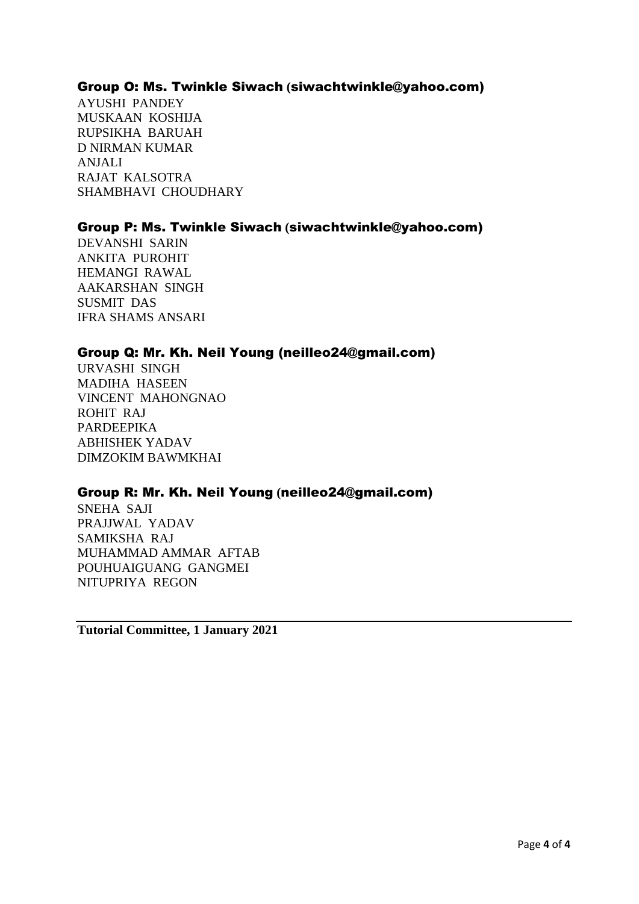### Group O: Ms. Twinkle Siwach (siwachtwinkle@yahoo.com)

AYUSHI PANDEY
MUSKAAN KOSHIJA
RUPSIKHA BARUAH
D NIRMAN KUMAR
ANJALI
RAJAT KALSOTRA
SHAMBHAVI CHOUDHARY

### Group P: Ms. Twinkle Siwach (siwachtwinkle@yahoo.com)

DEVANSHI SARIN
ANKITA PUROHIT
HEMANGI RAWAL
AAKARSHAN SINGH
SUSMIT DAS
IFRA SHAMS ANSARI

### Group Q: Mr. Kh. Neil Young (neilleo24@gmail.com)

URVASHI SINGH
MADIHA HASEEN
VINCENT MAHONGNAO
ROHIT RAJ
PARDEEPIKA
ABHISHEK YADAV
DIMZOKIM BAWMKHAI

### Group R: Mr. Kh. Neil Young (neilleo24@gmail.com)

SNEHA SAJI
PRAJJWAL YADAV
SAMIKSHA RAJ
MUHAMMAD AMMAR AFTAB
POUHUAIGUANG GANGMEI
NITUPRIYA REGON

---

**Tutorial Committee, 1 January 2021**